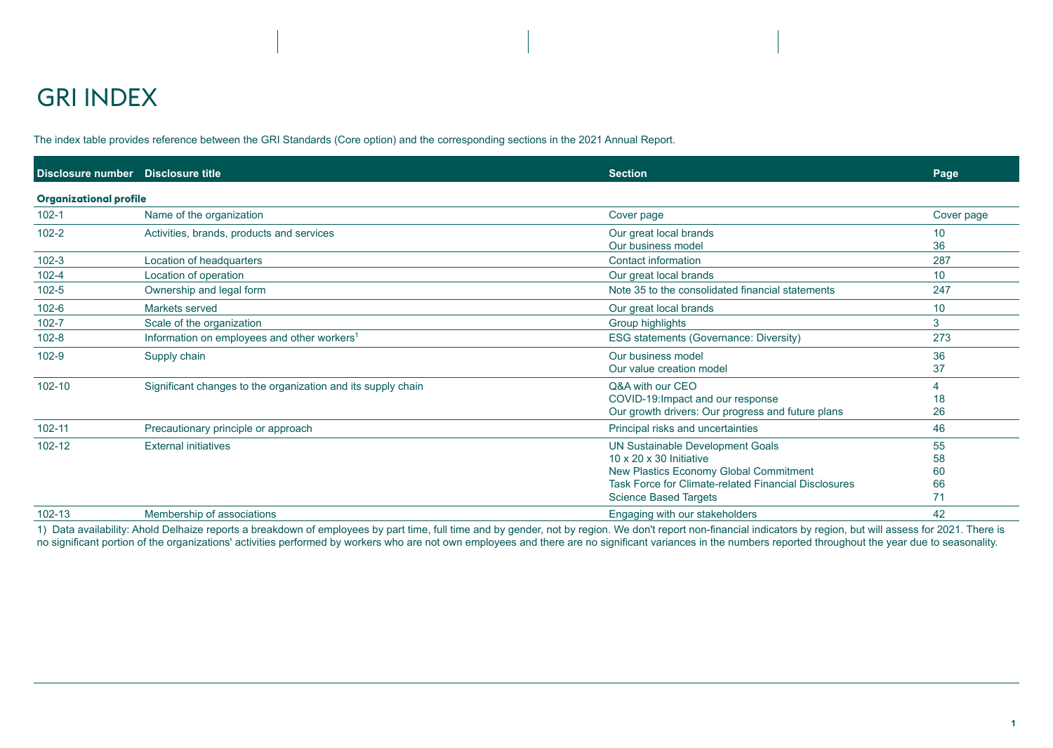# GRI INDEX

The index table provides reference between the GRI Standards (Core option) and the corresponding sections in the 2021 Annual Report.

| Disclosure number | Disclosure title | Section | Page |
|---|---|---|---|
| **Organizational profile** | | | |
| 102-1 | Name of the organization | Cover page | Cover page |
| 102-2 | Activities, brands, products and services | Our great local brands<br>Our business model | 10<br>36 |
| 102-3 | Location of headquarters | Contact information | 287 |
| 102-4 | Location of operation | Our great local brands | 10 |
| 102-5 | Ownership and legal form | Note 35 to the consolidated financial statements | 247 |
| 102-6 | Markets served | Our great local brands | 10 |
| 102-7 | Scale of the organization | Group highlights | 3 |
| 102-8 | Information on employees and other workers[1] | ESG statements (Governance: Diversity) | 273 |
| 102-9 | Supply chain | Our business model<br>Our value creation model | 36<br>37 |
| 102-10 | Significant changes to the organization and its supply chain | Q&A with our CEO<br>COVID-19:Impact and our response<br>Our growth drivers: Our progress and future plans | 4<br>18<br>26 |
| 102-11 | Precautionary principle or approach | Principal risks and uncertainties | 46 |
| 102-12 | External initiatives | UN Sustainable Development Goals<br>10 x 20 x 30 Initiative<br>New Plastics Economy Global Commitment<br>Task Force for Climate-related Financial Disclosures<br>Science Based Targets | 55<br>58<br>60<br>66<br>71 |
| 102-13 | Membership of associations | Engaging with our stakeholders | 42 |

1) Data availability: Ahold Delhaize reports a breakdown of employees by part time, full time and by gender, not by region. We don't report non-financial indicators by region, but will assess for 2021. There is no significant portion of the organizations' activities performed by workers who are not own employees and there are no significant variances in the numbers reported throughout the year due to seasonality.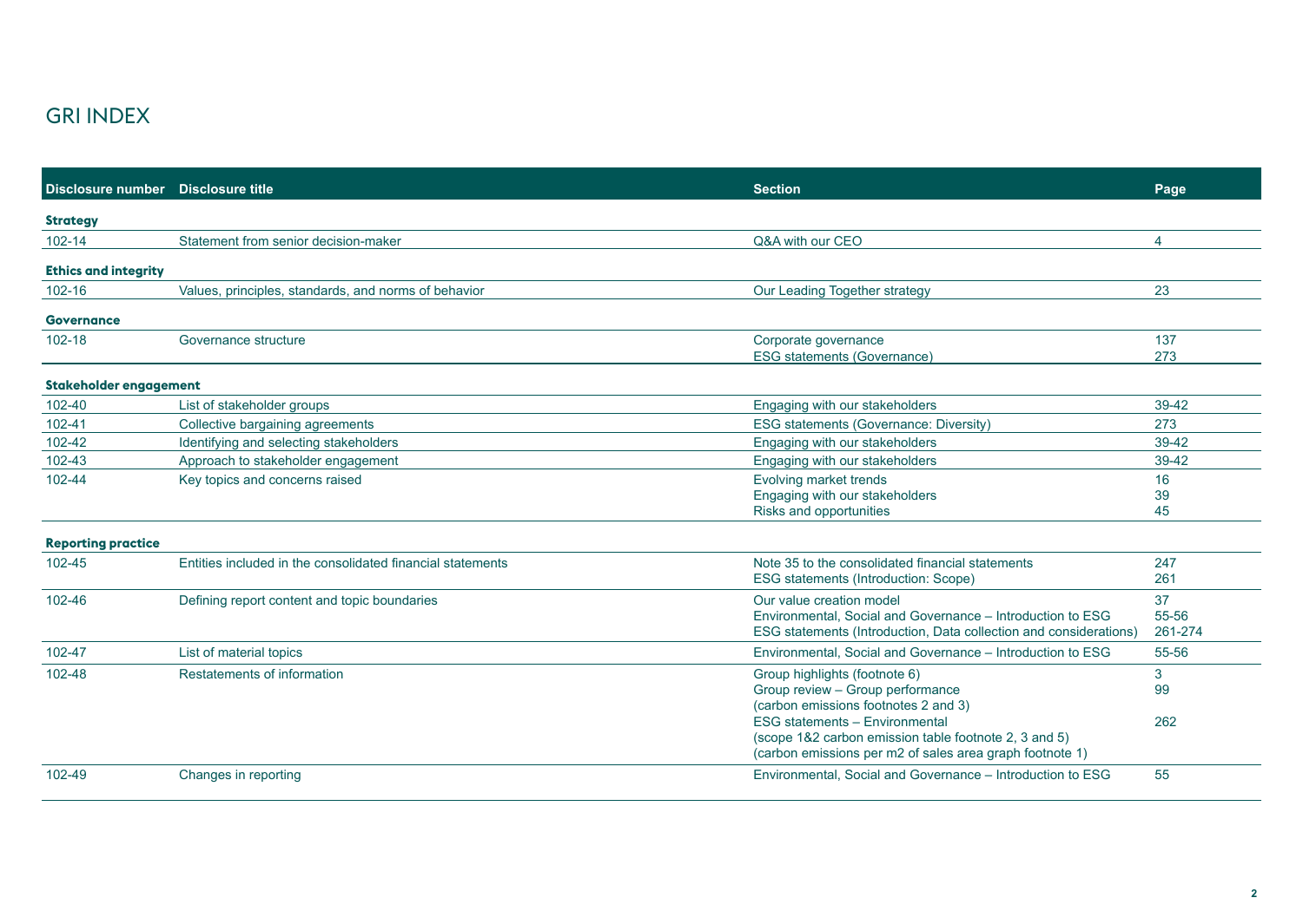# GRI INDEX

| Disclosure number | Disclosure title | Section | Page |
|---|---|---|---|
| **Strategy** | | | |
| 102-14 | Statement from senior decision-maker | Q&A with our CEO | 4 |
| **Ethics and integrity** | | | |
| 102-16 | Values, principles, standards, and norms of behavior | Our Leading Together strategy | 23 |
| **Governance** | | | |
| 102-18 | Governance structure | Corporate governance<br>ESG statements (Governance) | 137<br>273 |
| **Stakeholder engagement** | | | |
| 102-40 | List of stakeholder groups | Engaging with our stakeholders | 39-42 |
| 102-41 | Collective bargaining agreements | ESG statements (Governance: Diversity) | 273 |
| 102-42 | Identifying and selecting stakeholders | Engaging with our stakeholders | 39-42 |
| 102-43 | Approach to stakeholder engagement | Engaging with our stakeholders | 39-42 |
| 102-44 | Key topics and concerns raised | Evolving market trends<br>Engaging with our stakeholders<br>Risks and opportunities | 16<br>39<br>45 |
| **Reporting practice** | | | |
| 102-45 | Entities included in the consolidated financial statements | Note 35 to the consolidated financial statements<br>ESG statements (Introduction: Scope) | 247<br>261 |
| 102-46 | Defining report content and topic boundaries | Our value creation model<br>Environmental, Social and Governance – Introduction to ESG<br>ESG statements (Introduction, Data collection and considerations) | 37<br>55-56<br>261-274 |
| 102-47 | List of material topics | Environmental, Social and Governance – Introduction to ESG | 55-56 |
| 102-48 | Restatements of information | Group highlights (footnote 6)<br>Group review – Group performance (carbon emissions footnotes 2 and 3)<br>ESG statements – Environmental (scope 1&2 carbon emission table footnote 2, 3 and 5) (carbon emissions per m2 of sales area graph footnote 1) | 3<br>99<br>262 |
| 102-49 | Changes in reporting | Environmental, Social and Governance – Introduction to ESG | 55 |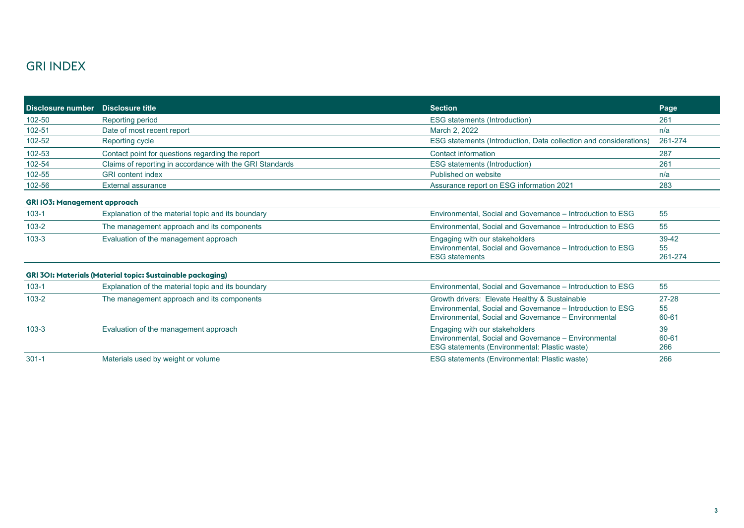# GRI INDEX

| Disclosure number | Disclosure title | Section | Page |
| --- | --- | --- | --- |
| 102-50 | Reporting period | ESG statements (Introduction) | 261 |
| 102-51 | Date of most recent report | March 2, 2022 | n/a |
| 102-52 | Reporting cycle | ESG statements (Introduction, Data collection and considerations) | 261-274 |
| 102-53 | Contact point for questions regarding the report | Contact information | 287 |
| 102-54 | Claims of reporting in accordance with the GRI Standards | ESG statements (Introduction) | 261 |
| 102-55 | GRI content index | Published on website | n/a |
| 102-56 | External assurance | Assurance report on ESG information 2021 | 283 |
| **GRI 103: Management approach** | | | |
| 103-1 | Explanation of the material topic and its boundary | Environmental, Social and Governance – Introduction to ESG | 55 |
| 103-2 | The management approach and its components | Environmental, Social and Governance – Introduction to ESG | 55 |
| 103-3 | Evaluation of the management approach | Engaging with our stakeholders<br>Environmental, Social and Governance – Introduction to ESG<br>ESG statements | 39-42<br>55<br>261-274 |
| **GRI 301: Materials (Material topic: Sustainable packaging)** | | | |
| 103-1 | Explanation of the material topic and its boundary | Environmental, Social and Governance – Introduction to ESG | 55 |
| 103-2 | The management approach and its components | Growth drivers: Elevate Healthy & Sustainable<br>Environmental, Social and Governance – Introduction to ESG<br>Environmental, Social and Governance – Environmental | 27-28<br>55<br>60-61 |
| 103-3 | Evaluation of the management approach | Engaging with our stakeholders<br>Environmental, Social and Governance – Environmental<br>ESG statements (Environmental: Plastic waste) | 39<br>60-61<br>266 |
| 301-1 | Materials used by weight or volume | ESG statements (Environmental: Plastic waste) | 266 |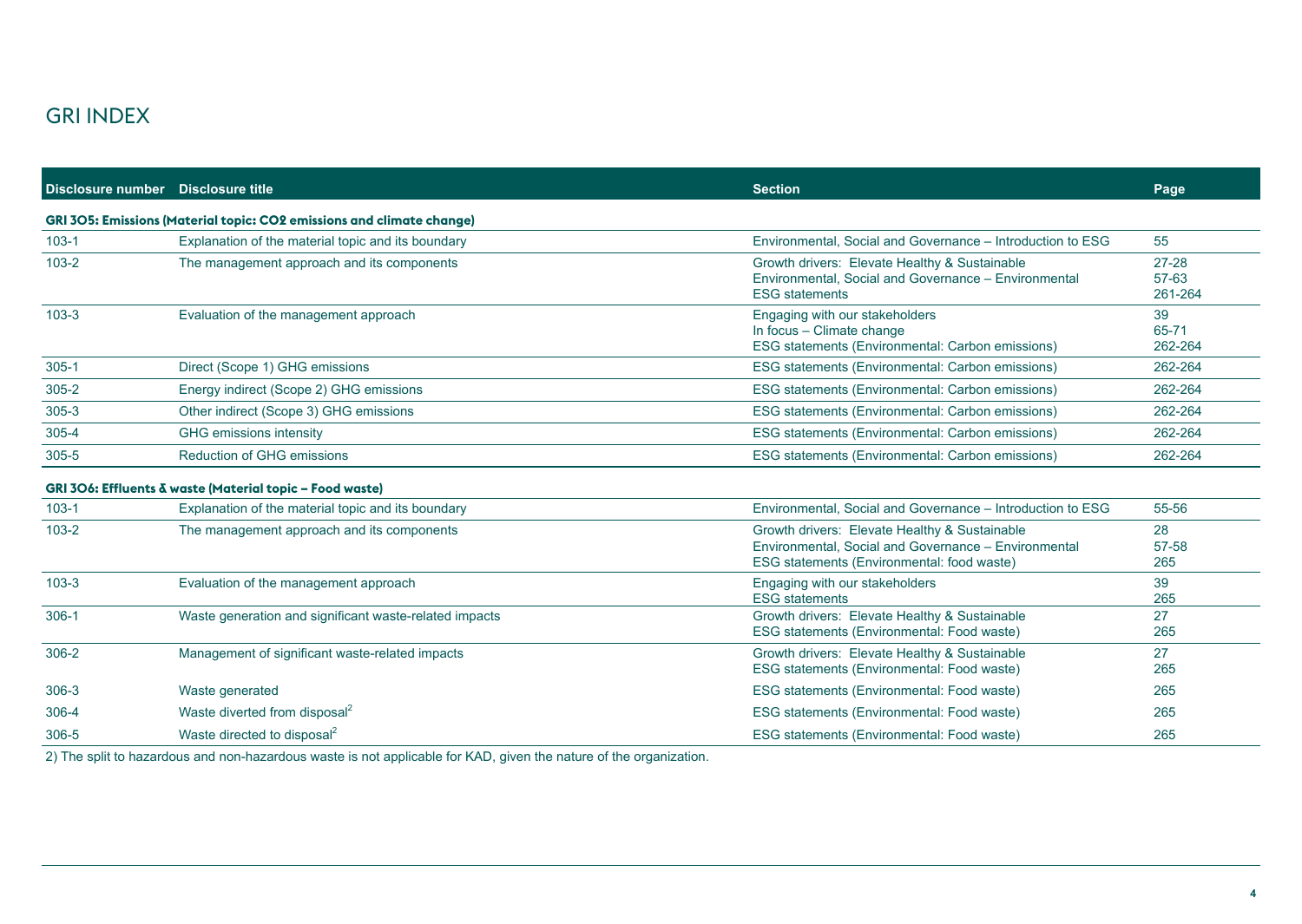# GRI INDEX

| Disclosure number | Disclosure title | Section | Page |
|---|---|---|---|
| **GRI 305: Emissions (Material topic: CO2 emissions and climate change)** | | | |
| 103-1 | Explanation of the material topic and its boundary | Environmental, Social and Governance – Introduction to ESG | 55 |
| 103-2 | The management approach and its components | Growth drivers: Elevate Healthy & Sustainable<br>Environmental, Social and Governance – Environmental<br>ESG statements | 27-28<br>57-63<br>261-264 |
| 103-3 | Evaluation of the management approach | Engaging with our stakeholders<br>In focus – Climate change<br>ESG statements (Environmental: Carbon emissions) | 39<br>65-71<br>262-264 |
| 305-1 | Direct (Scope 1) GHG emissions | ESG statements (Environmental: Carbon emissions) | 262-264 |
| 305-2 | Energy indirect (Scope 2) GHG emissions | ESG statements (Environmental: Carbon emissions) | 262-264 |
| 305-3 | Other indirect (Scope 3) GHG emissions | ESG statements (Environmental: Carbon emissions) | 262-264 |
| 305-4 | GHG emissions intensity | ESG statements (Environmental: Carbon emissions) | 262-264 |
| 305-5 | Reduction of GHG emissions | ESG statements (Environmental: Carbon emissions) | 262-264 |
| **GRI 306: Effluents & waste (Material topic – Food waste)** | | | |
| 103-1 | Explanation of the material topic and its boundary | Environmental, Social and Governance – Introduction to ESG | 55-56 |
| 103-2 | The management approach and its components | Growth drivers: Elevate Healthy & Sustainable<br>Environmental, Social and Governance – Environmental<br>ESG statements (Environmental: food waste) | 28<br>57-58<br>265 |
| 103-3 | Evaluation of the management approach | Engaging with our stakeholders<br>ESG statements | 39<br>265 |
| 306-1 | Waste generation and significant waste-related impacts | Growth drivers: Elevate Healthy & Sustainable<br>ESG statements (Environmental: Food waste) | 27<br>265 |
| 306-2 | Management of significant waste-related impacts | Growth drivers: Elevate Healthy & Sustainable<br>ESG statements (Environmental: Food waste) | 27<br>265 |
| 306-3 | Waste generated | ESG statements (Environmental: Food waste) | 265 |
| 306-4 | Waste diverted from disposal[2] | ESG statements (Environmental: Food waste) | 265 |
| 306-5 | Waste directed to disposal[2] | ESG statements (Environmental: Food waste) | 265 |

2) The split to hazardous and non-hazardous waste is not applicable for KAD, given the nature of the organization.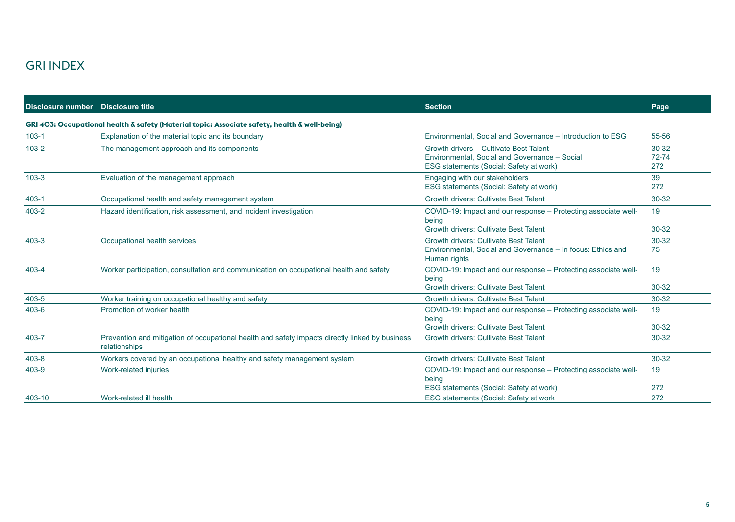# GRI INDEX

| Disclosure number | Disclosure title | Section | Page |
|---|---|---|---|
| **GRI 403: Occupational health & safety (Material topic: Associate safety, health & well-being)** | | | |
| 103-1 | Explanation of the material topic and its boundary | Environmental, Social and Governance – Introduction to ESG | 55-56 |
| 103-2 | The management approach and its components | Growth drivers – Cultivate Best Talent<br>Environmental, Social and Governance – Social<br>ESG statements (Social: Safety at work) | 30-32<br>72-74<br>272 |
| 103-3 | Evaluation of the management approach | Engaging with our stakeholders<br>ESG statements (Social: Safety at work) | 39<br>272 |
| 403-1 | Occupational health and safety management system | Growth drivers: Cultivate Best Talent | 30-32 |
| 403-2 | Hazard identification, risk assessment, and incident investigation | COVID-19: Impact and our response – Protecting associate well-being<br>Growth drivers: Cultivate Best Talent | 19<br>30-32 |
| 403-3 | Occupational health services | Growth drivers: Cultivate Best Talent<br>Environmental, Social and Governance – In focus: Ethics and Human rights | 30-32<br>75 |
| 403-4 | Worker participation, consultation and communication on occupational health and safety | COVID-19: Impact and our response – Protecting associate well-being<br>Growth drivers: Cultivate Best Talent | 19<br>30-32 |
| 403-5 | Worker training on occupational healthy and safety | Growth drivers: Cultivate Best Talent | 30-32 |
| 403-6 | Promotion of worker health | COVID-19: Impact and our response – Protecting associate well-being<br>Growth drivers: Cultivate Best Talent | 19<br>30-32 |
| 403-7 | Prevention and mitigation of occupational health and safety impacts directly linked by business relationships | Growth drivers: Cultivate Best Talent | 30-32 |
| 403-8 | Workers covered by an occupational healthy and safety management system | Growth drivers: Cultivate Best Talent | 30-32 |
| 403-9 | Work-related injuries | COVID-19: Impact and our response – Protecting associate well-being<br>ESG statements (Social: Safety at work) | 19<br>272 |
| 403-10 | Work-related ill health | ESG statements (Social: Safety at work | 272 |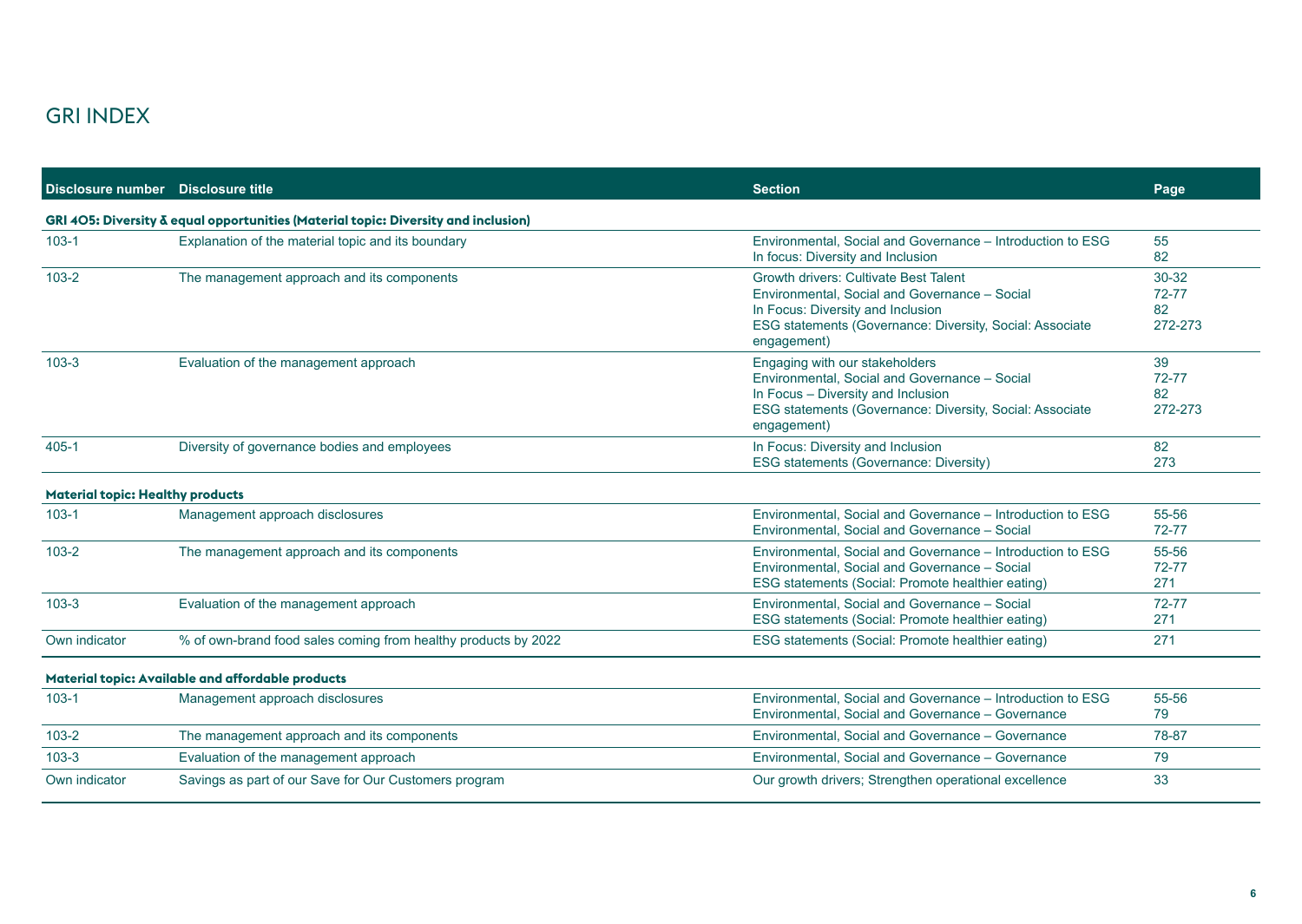# GRI INDEX

| Disclosure number | Disclosure title | Section | Page |
|---|---|---|---|
| **GRI 405: Diversity & equal opportunities (Material topic: Diversity and inclusion)** | | | |
| 103-1 | Explanation of the material topic and its boundary | Environmental, Social and Governance – Introduction to ESG<br>In focus: Diversity and Inclusion | 55<br>82 |
| 103-2 | The management approach and its components | Growth drivers: Cultivate Best Talent<br>Environmental, Social and Governance – Social<br>In Focus: Diversity and Inclusion<br>ESG statements (Governance: Diversity, Social: Associate engagement) | 30-32<br>72-77<br>82<br>272-273 |
| 103-3 | Evaluation of the management approach | Engaging with our stakeholders<br>Environmental, Social and Governance – Social<br>In Focus – Diversity and Inclusion<br>ESG statements (Governance: Diversity, Social: Associate engagement) | 39<br>72-77<br>82<br>272-273 |
| 405-1 | Diversity of governance bodies and employees | In Focus: Diversity and Inclusion<br>ESG statements (Governance: Diversity) | 82<br>273 |
| **Material topic: Healthy products** | | | |
| 103-1 | Management approach disclosures | Environmental, Social and Governance – Introduction to ESG<br>Environmental, Social and Governance – Social | 55-56<br>72-77 |
| 103-2 | The management approach and its components | Environmental, Social and Governance – Introduction to ESG<br>Environmental, Social and Governance – Social<br>ESG statements (Social: Promote healthier eating) | 55-56<br>72-77<br>271 |
| 103-3 | Evaluation of the management approach | Environmental, Social and Governance – Social<br>ESG statements (Social: Promote healthier eating) | 72-77<br>271 |
| Own indicator | % of own-brand food sales coming from healthy products by 2022 | ESG statements (Social: Promote healthier eating) | 271 |
| **Material topic: Available and affordable products** | | | |
| 103-1 | Management approach disclosures | Environmental, Social and Governance – Introduction to ESG<br>Environmental, Social and Governance – Governance | 55-56<br>79 |
| 103-2 | The management approach and its components | Environmental, Social and Governance – Governance | 78-87 |
| 103-3 | Evaluation of the management approach | Environmental, Social and Governance – Governance | 79 |
| Own indicator | Savings as part of our Save for Our Customers program | Our growth drivers; Strengthen operational excellence | 33 |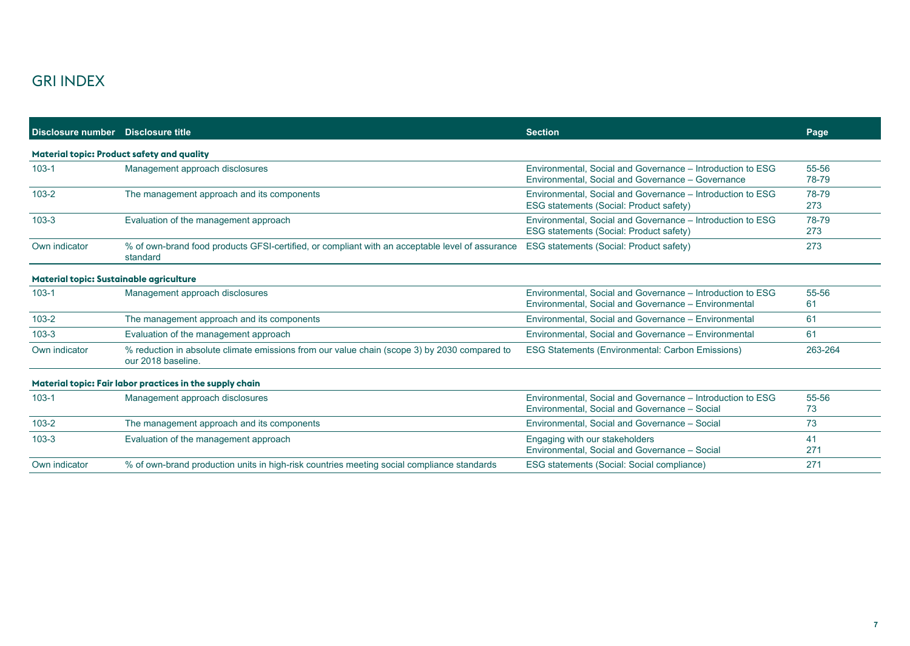# GRI INDEX

| Disclosure number | Disclosure title | Section | Page |
|---|---|---|---|
| **Material topic: Product safety and quality** | | | |
| 103-1 | Management approach disclosures | Environmental, Social and Governance – Introduction to ESG<br>Environmental, Social and Governance – Governance | 55-56<br>78-79 |
| 103-2 | The management approach and its components | Environmental, Social and Governance – Introduction to ESG<br>ESG statements (Social: Product safety) | 78-79<br>273 |
| 103-3 | Evaluation of the management approach | Environmental, Social and Governance – Introduction to ESG<br>ESG statements (Social: Product safety) | 78-79<br>273 |
| Own indicator | % of own-brand food products GFSI-certified, or compliant with an acceptable level of assurance standard | ESG statements (Social: Product safety) | 273 |
| **Material topic: Sustainable agriculture** | | | |
| 103-1 | Management approach disclosures | Environmental, Social and Governance – Introduction to ESG<br>Environmental, Social and Governance – Environmental | 55-56<br>61 |
| 103-2 | The management approach and its components | Environmental, Social and Governance – Environmental | 61 |
| 103-3 | Evaluation of the management approach | Environmental, Social and Governance – Environmental | 61 |
| Own indicator | % reduction in absolute climate emissions from our value chain (scope 3) by 2030 compared to our 2018 baseline. | ESG Statements (Environmental: Carbon Emissions) | 263-264 |
| **Material topic: Fair labor practices in the supply chain** | | | |
| 103-1 | Management approach disclosures | Environmental, Social and Governance – Introduction to ESG<br>Environmental, Social and Governance – Social | 55-56<br>73 |
| 103-2 | The management approach and its components | Environmental, Social and Governance – Social | 73 |
| 103-3 | Evaluation of the management approach | Engaging with our stakeholders<br>Environmental, Social and Governance – Social | 41<br>271 |
| Own indicator | % of own-brand production units in high-risk countries meeting social compliance standards | ESG statements (Social: Social compliance) | 271 |